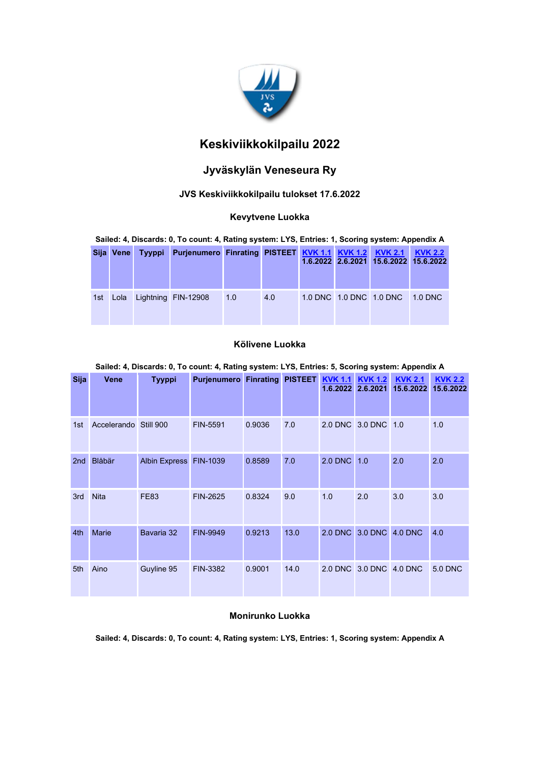# Keskiviikkokilpailu 2022

## Jyväskylän Veneseura Ry

### JVS Keskiviikkokilpailu tulokset 17.6.2022

### Kevytvene Luokka

**Sailed: 4, Discards: 0, To count: 4, Rating system: LYS, Entries: 1, Scoring system: Appendix A**

| Sija | Vene | Tyyppi | Purjenumero | Finrating | PISTEET | KVK 1.1 1.6.2022 | KVK 1.2 2.6.2021 | KVK 2.1 15.6.2022 | KVK 2.2 15.6.2022 |
|---|---|---|---|---|---|---|---|---|---|
| 1st | Lola | Lightning | FIN-12908 | 1.0 | 4.0 | 1.0 DNC | 1.0 DNC | 1.0 DNC | 1.0 DNC |

### Kölivene Luokka

**Sailed: 4, Discards: 0, To count: 4, Rating system: LYS, Entries: 5, Scoring system: Appendix A**

| Sija | Vene | Tyyppi | Purjenumero | Finrating | PISTEET | KVK 1.1 1.6.2022 | KVK 1.2 2.6.2021 | KVK 2.1 15.6.2022 | KVK 2.2 15.6.2022 |
|---|---|---|---|---|---|---|---|---|---|
| 1st | Accelerando | Still 900 | FIN-5591 | 0.9036 | 7.0 | 2.0 DNC | 3.0 DNC | 1.0 | 1.0 |
| 2nd | Blåbär | Albin Express | FIN-1039 | 0.8589 | 7.0 | 2.0 DNC | 1.0 | 2.0 | 2.0 |
| 3rd | Nita | FE83 | FIN-2625 | 0.8324 | 9.0 | 1.0 | 2.0 | 3.0 | 3.0 |
| 4th | Marie | Bavaria 32 | FIN-9949 | 0.9213 | 13.0 | 2.0 DNC | 3.0 DNC | 4.0 DNC | 4.0 |
| 5th | Aino | Guyline 95 | FIN-3382 | 0.9001 | 14.0 | 2.0 DNC | 3.0 DNC | 4.0 DNC | 5.0 DNC |

### Monirunko Luokka

**Sailed: 4, Discards: 0, To count: 4, Rating system: LYS, Entries: 1, Scoring system: Appendix A**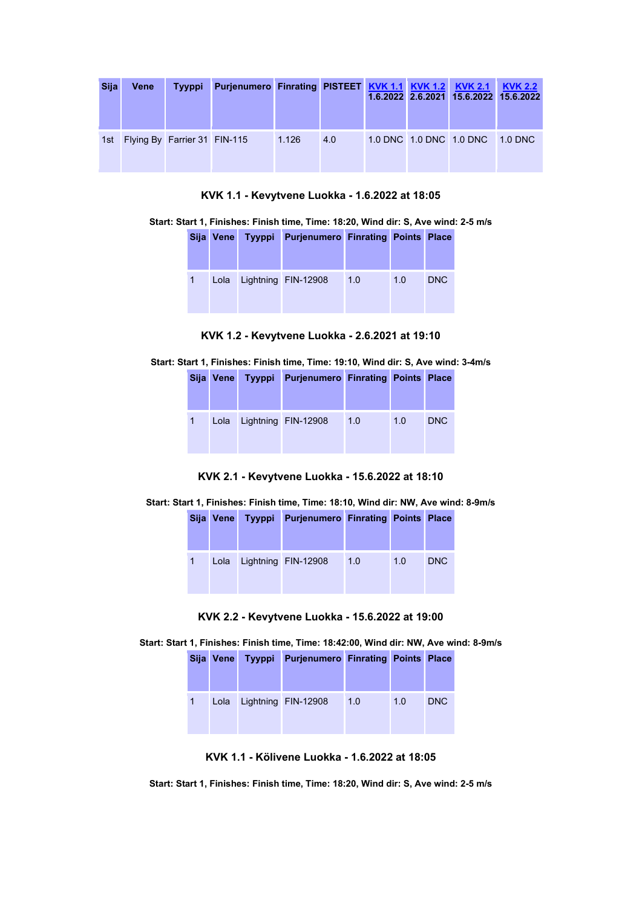| Sija | Vene | Tyyppi | Purjenumero | Finrating | PISTEET | KVK 1.1 1.6.2022 | KVK 1.2 2.6.2021 | KVK 2.1 15.6.2022 | KVK 2.2 15.6.2022 |
|---|---|---|---|---|---|---|---|---|---|
| 1st | Flying By | Farrier 31 | FIN-115 | 1.126 | 4.0 | 1.0 DNC | 1.0 DNC | 1.0 DNC | 1.0 DNC |

### KVK 1.1 - Kevytvene Luokka - 1.6.2022 at 18:05

**Start: Start 1, Finishes: Finish time, Time: 18:20, Wind dir: S, Ave wind: 2-5 m/s**

| Sija | Vene | Tyyppi | Purjenumero | Finrating | Points | Place |
|---|---|---|---|---|---|---|
| 1 | Lola | Lightning | FIN-12908 | 1.0 | 1.0 | DNC |

### KVK 1.2 - Kevytvene Luokka - 2.6.2021 at 19:10

**Start: Start 1, Finishes: Finish time, Time: 19:10, Wind dir: S, Ave wind: 3-4m/s**

| Sija | Vene | Tyyppi | Purjenumero | Finrating | Points | Place |
|---|---|---|---|---|---|---|
| 1 | Lola | Lightning | FIN-12908 | 1.0 | 1.0 | DNC |

### KVK 2.1 - Kevytvene Luokka - 15.6.2022 at 18:10

**Start: Start 1, Finishes: Finish time, Time: 18:10, Wind dir: NW, Ave wind: 8-9m/s**

| Sija | Vene | Tyyppi | Purjenumero | Finrating | Points | Place |
|---|---|---|---|---|---|---|
| 1 | Lola | Lightning | FIN-12908 | 1.0 | 1.0 | DNC |

### KVK 2.2 - Kevytvene Luokka - 15.6.2022 at 19:00

**Start: Start 1, Finishes: Finish time, Time: 18:42:00, Wind dir: NW, Ave wind: 8-9m/s**

| Sija | Vene | Tyyppi | Purjenumero | Finrating | Points | Place |
|---|---|---|---|---|---|---|
| 1 | Lola | Lightning | FIN-12908 | 1.0 | 1.0 | DNC |

### KVK 1.1 - Kölivene Luokka - 1.6.2022 at 18:05

**Start: Start 1, Finishes: Finish time, Time: 18:20, Wind dir: S, Ave wind: 2-5 m/s**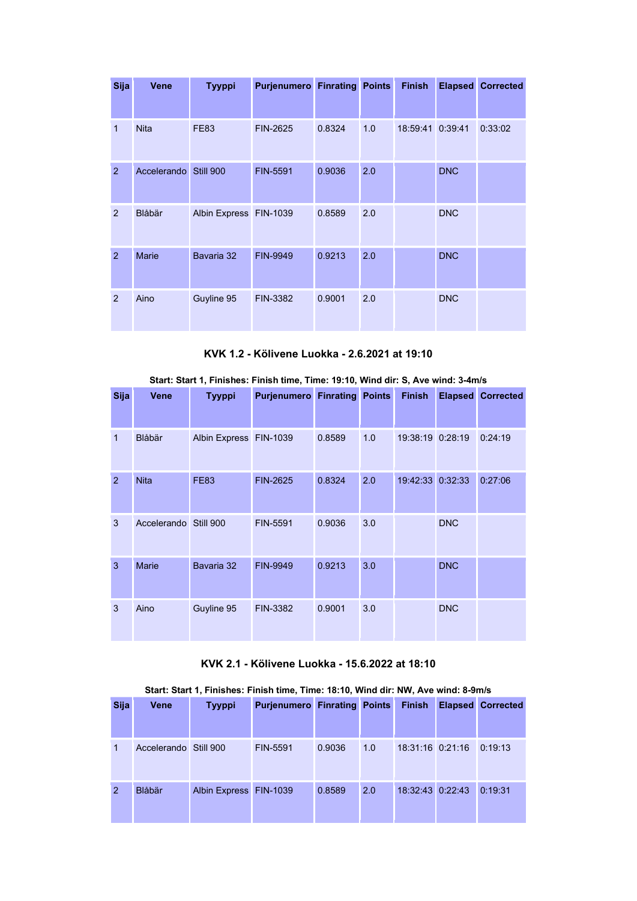| Sija | Vene | Tyyppi | Purjenumero | Finrating | Points | Finish | Elapsed | Corrected |
|---|---|---|---|---|---|---|---|---|
| 1 | Nita | FE83 | FIN-2625 | 0.8324 | 1.0 | 18:59:41 | 0:39:41 | 0:33:02 |
| 2 | Accelerando | Still 900 | FIN-5591 | 0.9036 | 2.0 | | DNC | |
| 2 | Blåbär | Albin Express | FIN-1039 | 0.8589 | 2.0 | | DNC | |
| 2 | Marie | Bavaria 32 | FIN-9949 | 0.9213 | 2.0 | | DNC | |
| 2 | Aino | Guyline 95 | FIN-3382 | 0.9001 | 2.0 | | DNC | |

### KVK 1.2 - Kölivene Luokka - 2.6.2021 at 19:10

Start: Start 1, Finishes: Finish time, Time: 19:10, Wind dir: S, Ave wind: 3-4m/s

| Sija | Vene | Tyyppi | Purjenumero | Finrating | Points | Finish | Elapsed | Corrected |
|---|---|---|---|---|---|---|---|---|
| 1 | Blåbär | Albin Express | FIN-1039 | 0.8589 | 1.0 | 19:38:19 | 0:28:19 | 0:24:19 |
| 2 | Nita | FE83 | FIN-2625 | 0.8324 | 2.0 | 19:42:33 | 0:32:33 | 0:27:06 |
| 3 | Accelerando | Still 900 | FIN-5591 | 0.9036 | 3.0 | | DNC | |
| 3 | Marie | Bavaria 32 | FIN-9949 | 0.9213 | 3.0 | | DNC | |
| 3 | Aino | Guyline 95 | FIN-3382 | 0.9001 | 3.0 | | DNC | |

### KVK 2.1 - Kölivene Luokka - 15.6.2022 at 18:10

Start: Start 1, Finishes: Finish time, Time: 18:10, Wind dir: NW, Ave wind: 8-9m/s

| Sija | Vene | Tyyppi | Purjenumero | Finrating | Points | Finish | Elapsed | Corrected |
|---|---|---|---|---|---|---|---|---|
| 1 | Accelerando | Still 900 | FIN-5591 | 0.9036 | 1.0 | 18:31:16 | 0:21:16 | 0:19:13 |
| 2 | Blåbär | Albin Express | FIN-1039 | 0.8589 | 2.0 | 18:32:43 | 0:22:43 | 0:19:31 |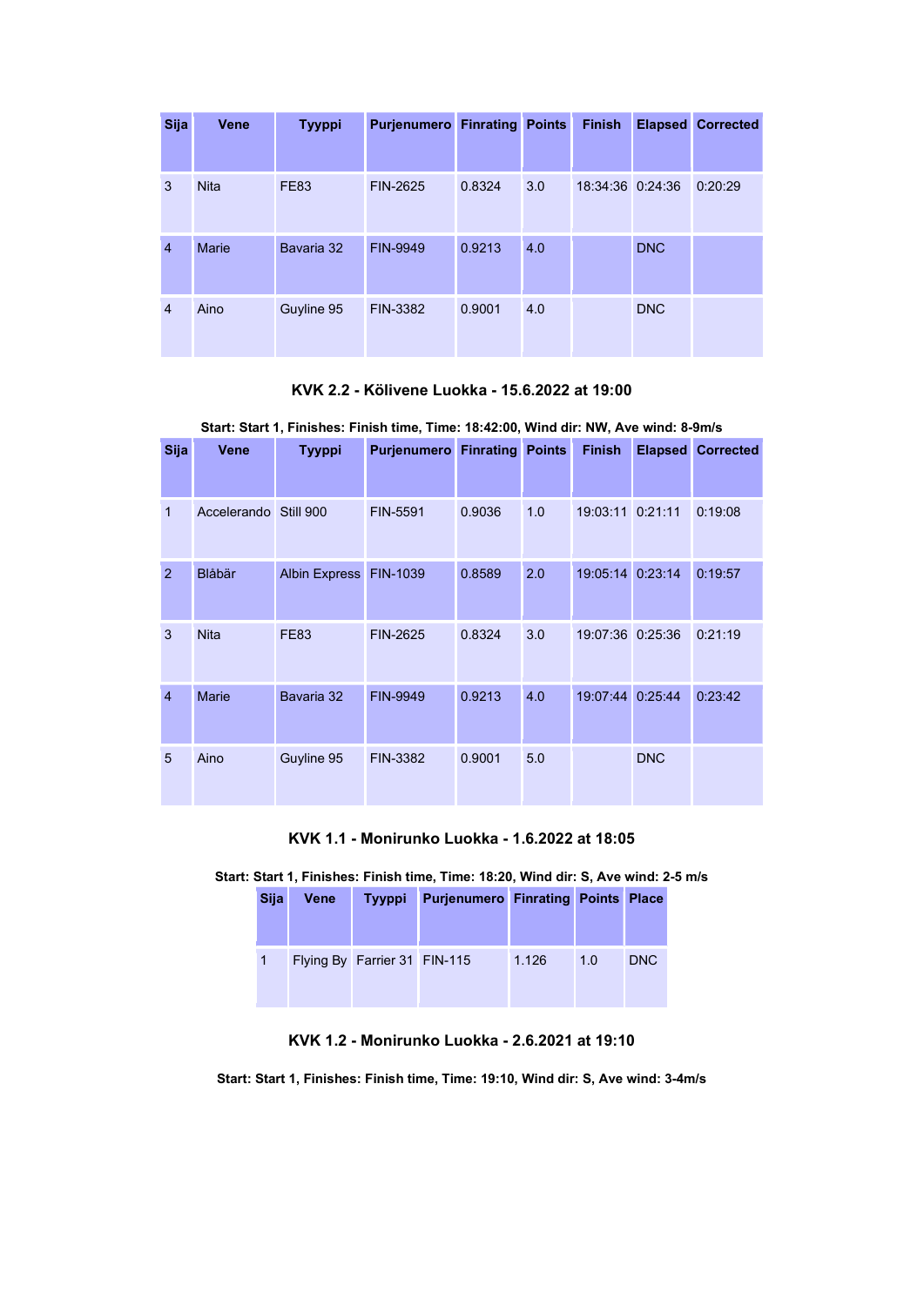| Sija | Vene | Tyyppi | Purjenumero | Finrating | Points | Finish | Elapsed | Corrected |
|---|---|---|---|---|---|---|---|---|
| 3 | Nita | FE83 | FIN-2625 | 0.8324 | 3.0 | 18:34:36 | 0:24:36 | 0:20:29 |
| 4 | Marie | Bavaria 32 | FIN-9949 | 0.9213 | 4.0 | | DNC | |
| 4 | Aino | Guyline 95 | FIN-3382 | 0.9001 | 4.0 | | DNC | |

### KVK 2.2 - Kölivene Luokka - 15.6.2022 at 19:00

**Start: Start 1, Finishes: Finish time, Time: 18:42:00, Wind dir: NW, Ave wind: 8-9m/s**

| Sija | Vene | Tyyppi | Purjenumero | Finrating | Points | Finish | Elapsed | Corrected |
|---|---|---|---|---|---|---|---|---|
| 1 | Accelerando | Still 900 | FIN-5591 | 0.9036 | 1.0 | 19:03:11 | 0:21:11 | 0:19:08 |
| 2 | Blåbär | Albin Express | FIN-1039 | 0.8589 | 2.0 | 19:05:14 | 0:23:14 | 0:19:57 |
| 3 | Nita | FE83 | FIN-2625 | 0.8324 | 3.0 | 19:07:36 | 0:25:36 | 0:21:19 |
| 4 | Marie | Bavaria 32 | FIN-9949 | 0.9213 | 4.0 | 19:07:44 | 0:25:44 | 0:23:42 |
| 5 | Aino | Guyline 95 | FIN-3382 | 0.9001 | 5.0 | | DNC | |

### KVK 1.1 - Monirunko Luokka - 1.6.2022 at 18:05

**Start: Start 1, Finishes: Finish time, Time: 18:20, Wind dir: S, Ave wind: 2-5 m/s**

| Sija | Vene | Tyyppi | Purjenumero | Finrating | Points | Place |
|---|---|---|---|---|---|---|
| 1 | Flying By | Farrier 31 | FIN-115 | 1.126 | 1.0 | DNC |

### KVK 1.2 - Monirunko Luokka - 2.6.2021 at 19:10

**Start: Start 1, Finishes: Finish time, Time: 19:10, Wind dir: S, Ave wind: 3-4m/s**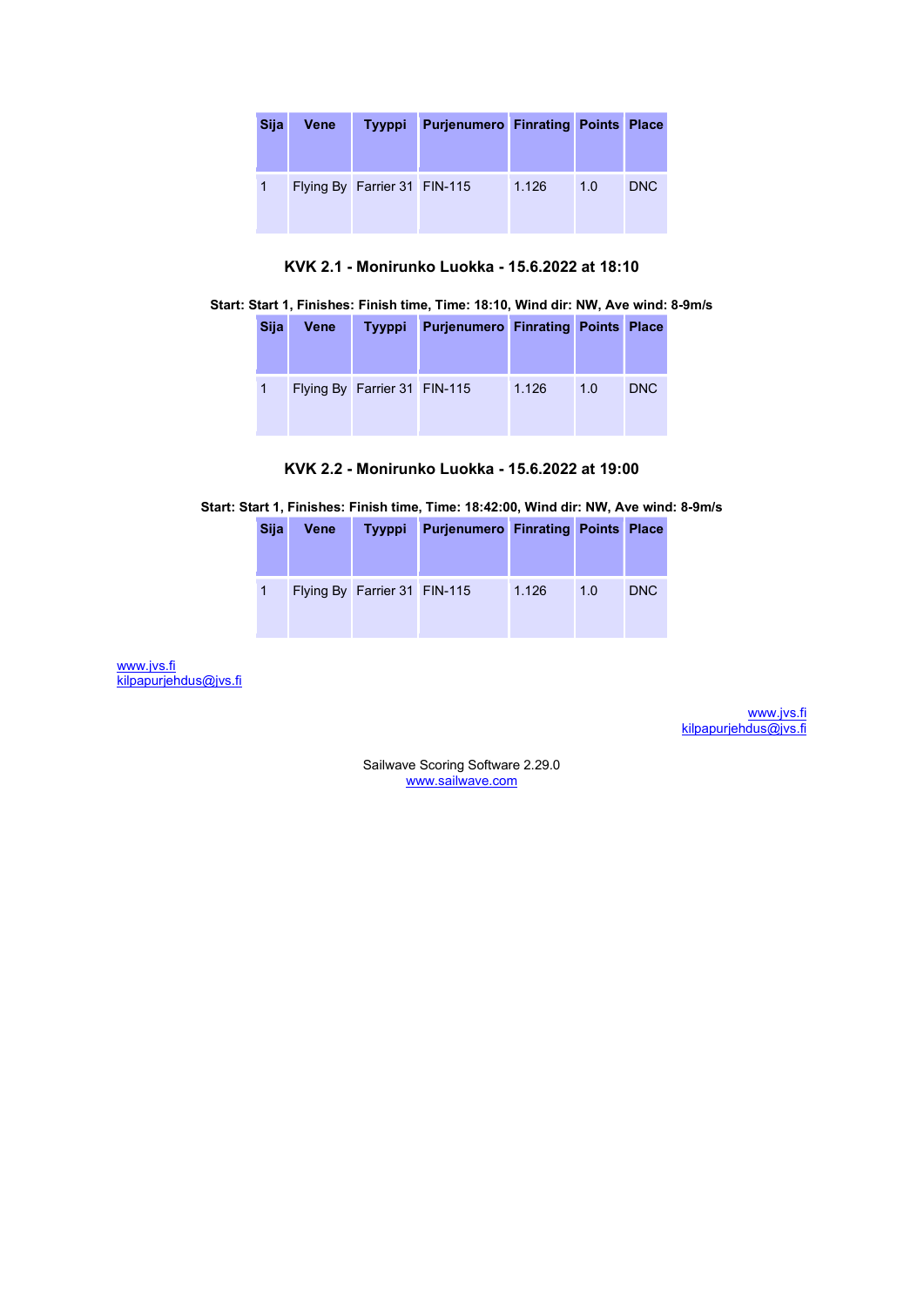| Sija | Vene | Tyyppi | Purjenumero | Finrating | Points | Place |
|---|---|---|---|---|---|---|
| 1 | Flying By | Farrier 31 | FIN-115 | 1.126 | 1.0 | DNC |

### KVK 2.1 - Monirunko Luokka - 15.6.2022 at 18:10

**Start: Start 1, Finishes: Finish time, Time: 18:10, Wind dir: NW, Ave wind: 8-9m/s**

| Sija | Vene | Tyyppi | Purjenumero | Finrating | Points | Place |
|---|---|---|---|---|---|---|
| 1 | Flying By | Farrier 31 | FIN-115 | 1.126 | 1.0 | DNC |

### KVK 2.2 - Monirunko Luokka - 15.6.2022 at 19:00

**Start: Start 1, Finishes: Finish time, Time: 18:42:00, Wind dir: NW, Ave wind: 8-9m/s**

| Sija | Vene | Tyyppi | Purjenumero | Finrating | Points | Place |
|---|---|---|---|---|---|---|
| 1 | Flying By | Farrier 31 | FIN-115 | 1.126 | 1.0 | DNC |

www.jvs.fi
kilpapurjehdus@jvs.fi

www.jvs.fi
kilpapurjehdus@jvs.fi

Sailwave Scoring Software 2.29.0
www.sailwave.com